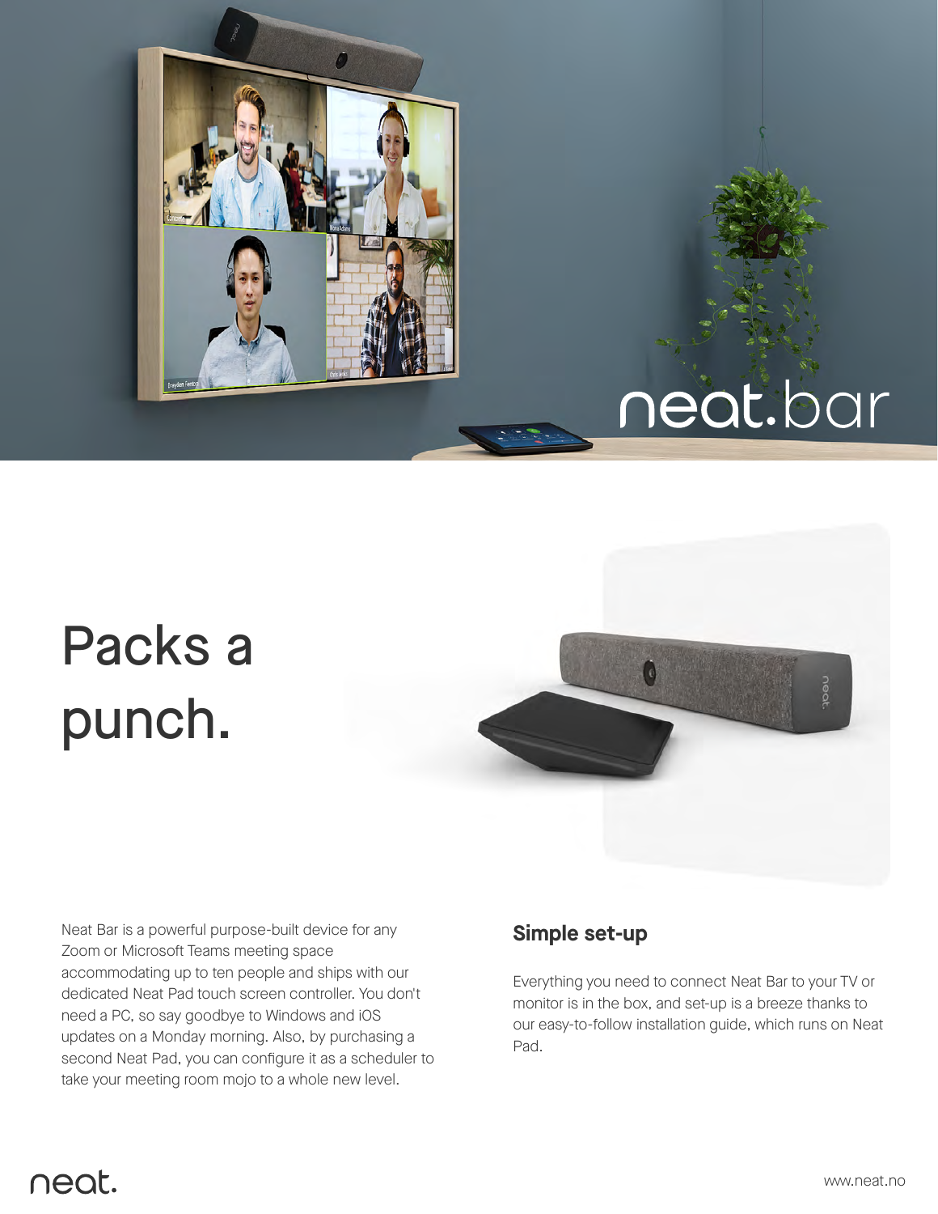# neat.bar

# Packs a punch.

Neat Bar is a powerful purpose-built device for any Zoom or Microsoft Teams meeting space accommodating up to ten people and ships with our dedicated Neat Pad touch screen controller. You don't need a PC, so say goodbye to Windows and iOS updates on a Monday morning. Also, by purchasing a second Neat Pad, you can configure it as a scheduler to take your meeting room mojo to a whole new level.

## Simple set-up

Everything you need to connect Neat Bar to your TV or monitor is in the box, and set-up is a breeze thanks to our easy-to-follow installation guide, which runs on Neat Pad.

neat.

www.neat.no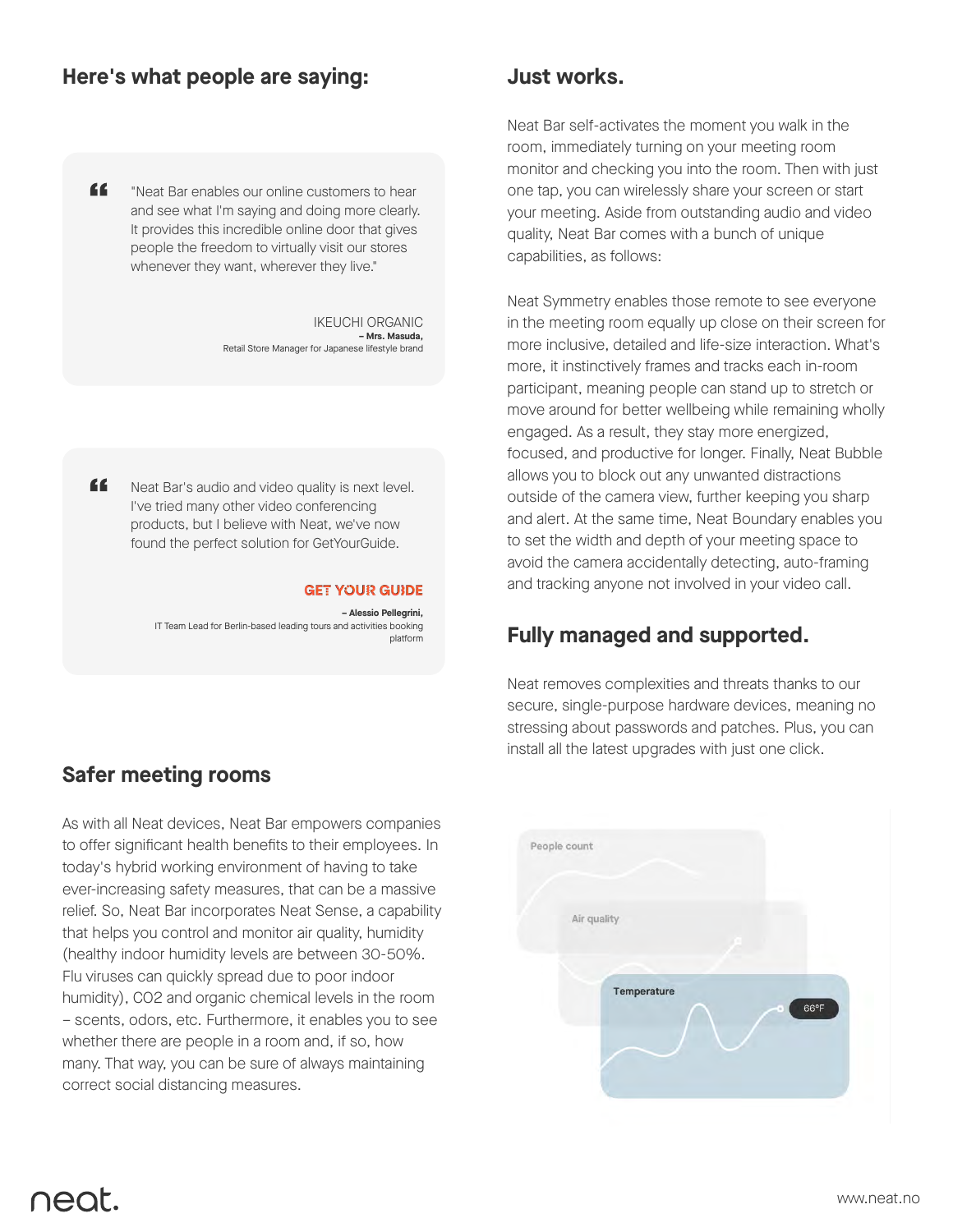## Here's what people are saying:

> "Neat Bar enables our online customers to hear and see what I'm saying and doing more clearly. It provides this incredible online door that gives people the freedom to virtually visit our stores whenever they want, wherever they live."
>
> IKEUCHI ORGANIC
> **– Mrs. Masuda,**
> Retail Store Manager for Japanese lifestyle brand

> Neat Bar's audio and video quality is next level. I've tried many other video conferencing products, but I believe with Neat, we've now found the perfect solution for GetYourGuide.
>
> GET YOUR GUIDE
> **– Alessio Pellegrini,**
> IT Team Lead for Berlin-based leading tours and activities booking platform

## Safer meeting rooms

As with all Neat devices, Neat Bar empowers companies to offer significant health benefits to their employees. In today's hybrid working environment of having to take ever-increasing safety measures, that can be a massive relief. So, Neat Bar incorporates Neat Sense, a capability that helps you control and monitor air quality, humidity (healthy indoor humidity levels are between 30-50%. Flu viruses can quickly spread due to poor indoor humidity), CO2 and organic chemical levels in the room – scents, odors, etc. Furthermore, it enables you to see whether there are people in a room and, if so, how many. That way, you can be sure of always maintaining correct social distancing measures.

## Just works.

Neat Bar self-activates the moment you walk in the room, immediately turning on your meeting room monitor and checking you into the room. Then with just one tap, you can wirelessly share your screen or start your meeting. Aside from outstanding audio and video quality, Neat Bar comes with a bunch of unique capabilities, as follows:

Neat Symmetry enables those remote to see everyone in the meeting room equally up close on their screen for more inclusive, detailed and life-size interaction. What's more, it instinctively frames and tracks each in-room participant, meaning people can stand up to stretch or move around for better wellbeing while remaining wholly engaged. As a result, they stay more energized, focused, and productive for longer. Finally, Neat Bubble allows you to block out any unwanted distractions outside of the camera view, further keeping you sharp and alert. At the same time, Neat Boundary enables you to set the width and depth of your meeting space to avoid the camera accidentally detecting, auto-framing and tracking anyone not involved in your video call.

## Fully managed and supported.

Neat removes complexities and threats thanks to our secure, single-purpose hardware devices, meaning no stressing about passwords and patches. Plus, you can install all the latest upgrades with just one click.

People count

Air quality

Temperature

66°F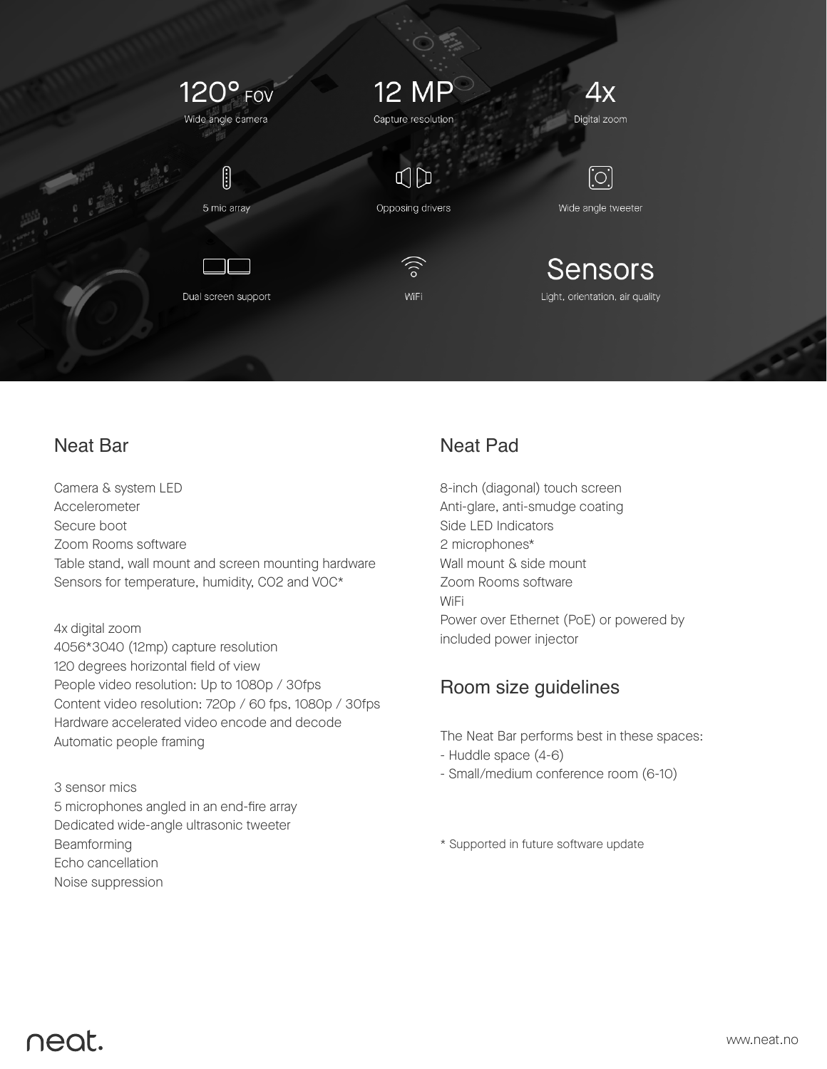120° FOV
Wide angle camera

12 MP
Capture resolution

4x
Digital zoom

5 mic array

Opposing drivers

Wide angle tweeter

Dual screen support

WiFi

Sensors
Light, orientation, air quality

## Neat Bar

Camera & system LED
Accelerometer
Secure boot
Zoom Rooms software
Table stand, wall mount and screen mounting hardware
Sensors for temperature, humidity, CO2 and VOC*

4x digital zoom
4056*3040 (12mp) capture resolution
120 degrees horizontal field of view
People video resolution: Up to 1080p / 30fps
Content video resolution: 720p / 60 fps, 1080p / 30fps
Hardware accelerated video encode and decode
Automatic people framing

3 sensor mics
5 microphones angled in an end-fire array
Dedicated wide-angle ultrasonic tweeter
Beamforming
Echo cancellation
Noise suppression

## Neat Pad

8-inch (diagonal) touch screen
Anti-glare, anti-smudge coating
Side LED Indicators
2 microphones*
Wall mount & side mount
Zoom Rooms software
WiFi
Power over Ethernet (PoE) or powered by included power injector

## Room size guidelines

The Neat Bar performs best in these spaces:
- Huddle space (4-6)
- Small/medium conference room (6-10)

* Supported in future software update

neat.

www.neat.no